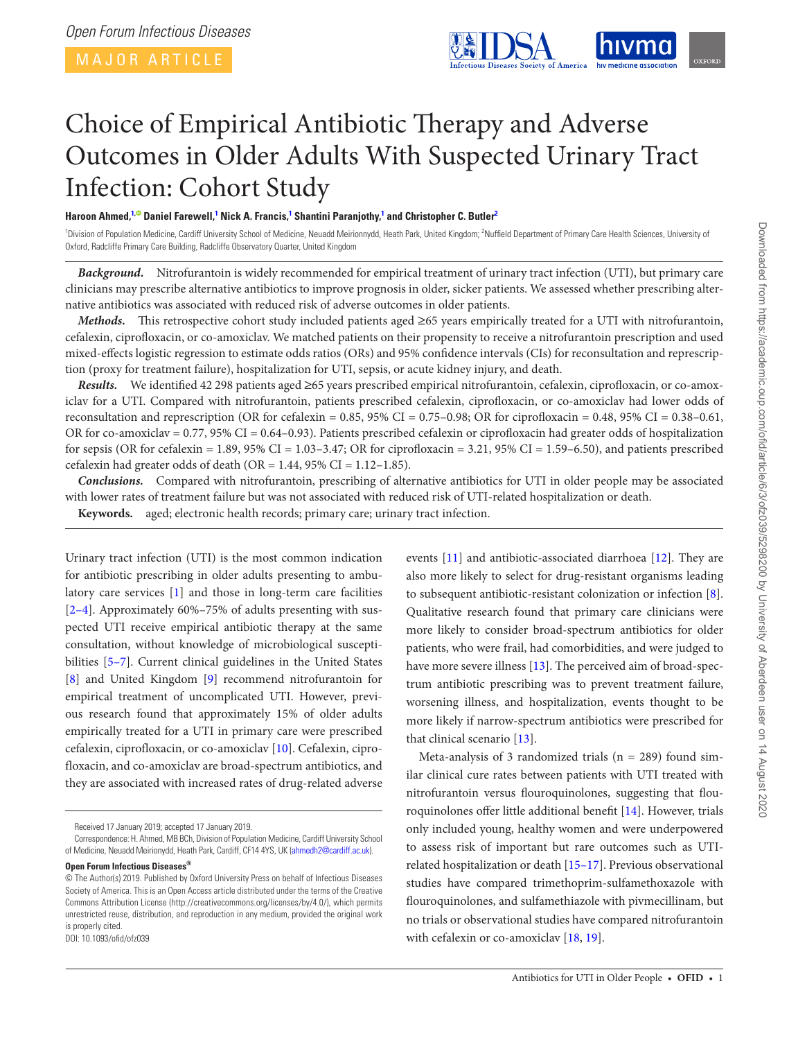Open Forum Infectious Diseases

MAJOR ARTICLE

# Choice of Empirical Antibiotic Therapy and Adverse Outcomes in Older Adults With Suspected Urinary Tract Infection: Cohort Study

**Haroon Ahmed,[1] Daniel Farewell,[1] Nick A. Francis,[1] Shantini Paranjothy,[1] and Christopher C. Butler[2]**

[1]Division of Population Medicine, Cardiff University School of Medicine, Neuadd Meirionnydd, Heath Park, United Kingdom; [2]Nuffield Department of Primary Care Health Sciences, University of Oxford, Radcliffe Primary Care Building, Radcliffe Observatory Quarter, United Kingdom

***Background.*** Nitrofurantoin is widely recommended for empirical treatment of urinary tract infection (UTI), but primary care clinicians may prescribe alternative antibiotics to improve prognosis in older, sicker patients. We assessed whether prescribing alternative antibiotics was associated with reduced risk of adverse outcomes in older patients.

***Methods.*** This retrospective cohort study included patients aged ≥65 years empirically treated for a UTI with nitrofurantoin, cefalexin, ciprofloxacin, or co-amoxiclav. We matched patients on their propensity to receive a nitrofurantoin prescription and used mixed-effects logistic regression to estimate odds ratios (ORs) and 95% confidence intervals (CIs) for reconsultation and represcription (proxy for treatment failure), hospitalization for UTI, sepsis, or acute kidney injury, and death.

***Results.*** We identified 42 298 patients aged ≥65 years prescribed empirical nitrofurantoin, cefalexin, ciprofloxacin, or co-amoxiclav for a UTI. Compared with nitrofurantoin, patients prescribed cefalexin, ciprofloxacin, or co-amoxiclav had lower odds of reconsultation and represcription (OR for cefalexin = 0.85, 95% CI = 0.75–0.98; OR for ciprofloxacin = 0.48, 95% CI = 0.38–0.61, OR for co-amoxiclav = 0.77, 95% CI = 0.64–0.93). Patients prescribed cefalexin or ciprofloxacin had greater odds of hospitalization for sepsis (OR for cefalexin = 1.89, 95% CI = 1.03–3.47; OR for ciprofloxacin = 3.21, 95% CI = 1.59–6.50), and patients prescribed cefalexin had greater odds of death (OR = 1.44, 95% CI = 1.12–1.85).

***Conclusions.*** Compared with nitrofurantoin, prescribing of alternative antibiotics for UTI in older people may be associated with lower rates of treatment failure but was not associated with reduced risk of UTI-related hospitalization or death.

**Keywords.** aged; electronic health records; primary care; urinary tract infection.

Urinary tract infection (UTI) is the most common indication for antibiotic prescribing in older adults presenting to ambulatory care services [1] and those in long-term care facilities [2–4]. Approximately 60%–75% of adults presenting with suspected UTI receive empirical antibiotic therapy at the same consultation, without knowledge of microbiological susceptibilities [5–7]. Current clinical guidelines in the United States [8] and United Kingdom [9] recommend nitrofurantoin for empirical treatment of uncomplicated UTI. However, previous research found that approximately 15% of older adults empirically treated for a UTI in primary care were prescribed cefalexin, ciprofloxacin, or co-amoxiclav [10]. Cefalexin, ciprofloxacin, and co-amoxiclav are broad-spectrum antibiotics, and they are associated with increased rates of drug-related adverse events [11] and antibiotic-associated diarrhoea [12]. They are also more likely to select for drug-resistant organisms leading to subsequent antibiotic-resistant colonization or infection [8]. Qualitative research found that primary care clinicians were more likely to consider broad-spectrum antibiotics for older patients, who were frail, had comorbidities, and were judged to have more severe illness [13]. The perceived aim of broad-spectrum antibiotic prescribing was to prevent treatment failure, worsening illness, and hospitalization, events thought to be more likely if narrow-spectrum antibiotics were prescribed for that clinical scenario [13].

Meta-analysis of 3 randomized trials (n = 289) found similar clinical cure rates between patients with UTI treated with nitrofurantoin versus flouroquinolones, suggesting that flouroquinolones offer little additional benefit [14]. However, trials only included young, healthy women and were underpowered to assess risk of important but rare outcomes such as UTI-related hospitalization or death [15–17]. Previous observational studies have compared trimethoprim-sulfamethoxazole with flouroquinolones, and sulfamethiazole with pivmecillinam, but no trials or observational studies have compared nitrofurantoin with cefalexin or co-amoxiclav [18, 19].

Received 17 January 2019; accepted 17 January 2019.

Correspondence: H. Ahmed, MB BCh, Division of Population Medicine, Cardiff University School of Medicine, Neuadd Meirionydd, Heath Park, Cardiff, CF14 4YS, UK (ahmedh2@cardiff.ac.uk).

**Open Forum Infectious Diseases®**

© The Author(s) 2019. Published by Oxford University Press on behalf of Infectious Diseases Society of America. This is an Open Access article distributed under the terms of the Creative Commons Attribution License (http://creativecommons.org/licenses/by/4.0/), which permits unrestricted reuse, distribution, and reproduction in any medium, provided the original work is properly cited.

DOI: 10.1093/ofid/ofz039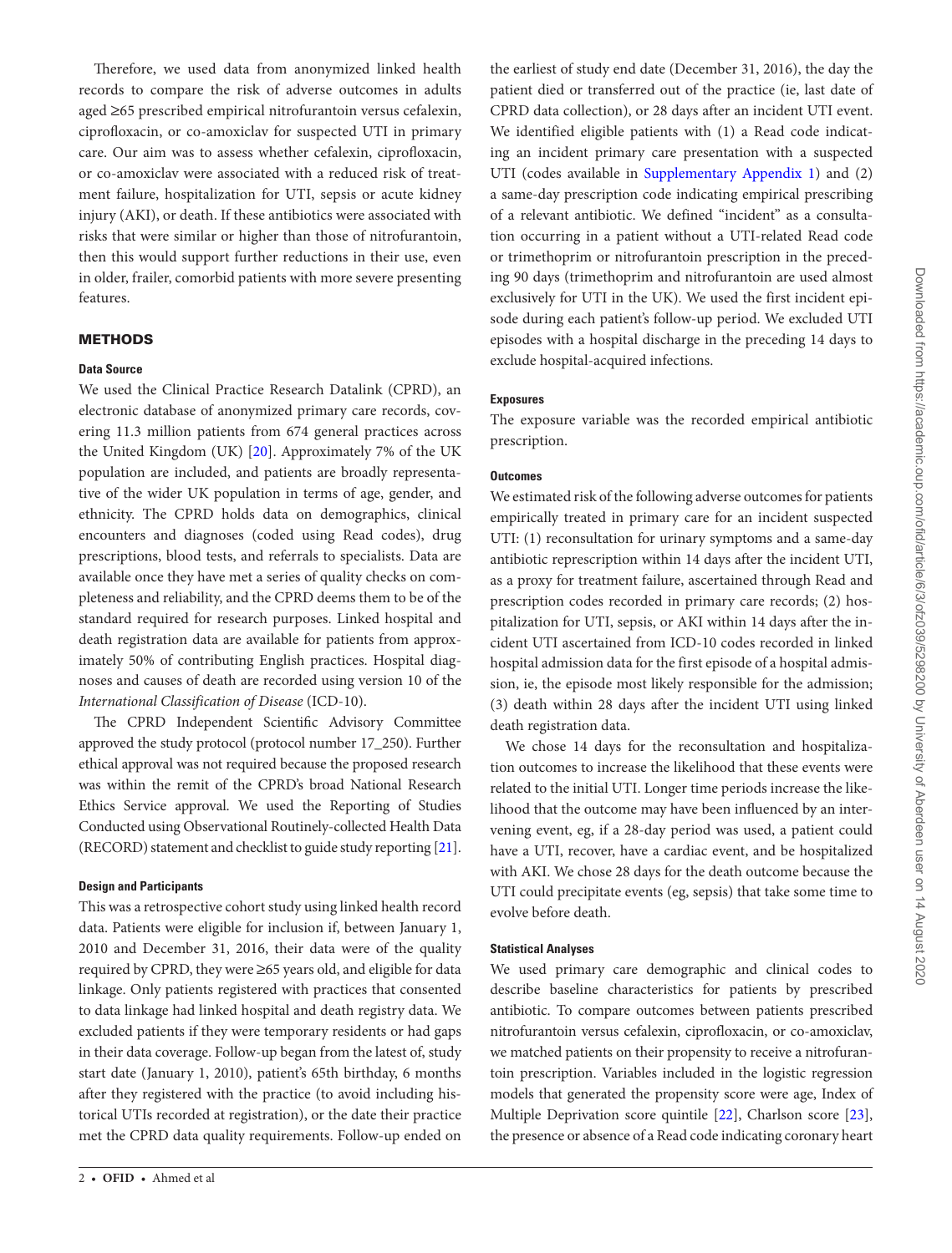Therefore, we used data from anonymized linked health records to compare the risk of adverse outcomes in adults aged ≥65 prescribed empirical nitrofurantoin versus cefalexin, ciprofloxacin, or co-amoxiclav for suspected UTI in primary care. Our aim was to assess whether cefalexin, ciprofloxacin, or co-amoxiclav were associated with a reduced risk of treatment failure, hospitalization for UTI, sepsis or acute kidney injury (AKI), or death. If these antibiotics were associated with risks that were similar or higher than those of nitrofurantoin, then this would support further reductions in their use, even in older, frailer, comorbid patients with more severe presenting features.

## METHODS

### Data Source

We used the Clinical Practice Research Datalink (CPRD), an electronic database of anonymized primary care records, covering 11.3 million patients from 674 general practices across the United Kingdom (UK) [20]. Approximately 7% of the UK population are included, and patients are broadly representative of the wider UK population in terms of age, gender, and ethnicity. The CPRD holds data on demographics, clinical encounters and diagnoses (coded using Read codes), drug prescriptions, blood tests, and referrals to specialists. Data are available once they have met a series of quality checks on completeness and reliability, and the CPRD deems them to be of the standard required for research purposes. Linked hospital and death registration data are available for patients from approximately 50% of contributing English practices. Hospital diagnoses and causes of death are recorded using version 10 of the *International Classification of Disease* (ICD-10).

The CPRD Independent Scientific Advisory Committee approved the study protocol (protocol number 17_250). Further ethical approval was not required because the proposed research was within the remit of the CPRD's broad National Research Ethics Service approval. We used the Reporting of Studies Conducted using Observational Routinely-collected Health Data (RECORD) statement and checklist to guide study reporting [21].

### Design and Participants

This was a retrospective cohort study using linked health record data. Patients were eligible for inclusion if, between January 1, 2010 and December 31, 2016, their data were of the quality required by CPRD, they were ≥65 years old, and eligible for data linkage. Only patients registered with practices that consented to data linkage had linked hospital and death registry data. We excluded patients if they were temporary residents or had gaps in their data coverage. Follow-up began from the latest of, study start date (January 1, 2010), patient's 65th birthday, 6 months after they registered with the practice (to avoid including historical UTIs recorded at registration), or the date their practice met the CPRD data quality requirements. Follow-up ended on the earliest of study end date (December 31, 2016), the day the patient died or transferred out of the practice (ie, last date of CPRD data collection), or 28 days after an incident UTI event. We identified eligible patients with (1) a Read code indicating an incident primary care presentation with a suspected UTI (codes available in Supplementary Appendix 1) and (2) a same-day prescription code indicating empirical prescribing of a relevant antibiotic. We defined "incident" as a consultation occurring in a patient without a UTI-related Read code or trimethoprim or nitrofurantoin prescription in the preceding 90 days (trimethoprim and nitrofurantoin are used almost exclusively for UTI in the UK). We used the first incident episode during each patient's follow-up period. We excluded UTI episodes with a hospital discharge in the preceding 14 days to exclude hospital-acquired infections.

### Exposures

The exposure variable was the recorded empirical antibiotic prescription.

### Outcomes

We estimated risk of the following adverse outcomes for patients empirically treated in primary care for an incident suspected UTI: (1) reconsultation for urinary symptoms and a same-day antibiotic represcription within 14 days after the incident UTI, as a proxy for treatment failure, ascertained through Read and prescription codes recorded in primary care records; (2) hospitalization for UTI, sepsis, or AKI within 14 days after the incident UTI ascertained from ICD-10 codes recorded in linked hospital admission data for the first episode of a hospital admission, ie, the episode most likely responsible for the admission; (3) death within 28 days after the incident UTI using linked death registration data.

We chose 14 days for the reconsultation and hospitalization outcomes to increase the likelihood that these events were related to the initial UTI. Longer time periods increase the likelihood that the outcome may have been influenced by an intervening event, eg, if a 28-day period was used, a patient could have a UTI, recover, have a cardiac event, and be hospitalized with AKI. We chose 28 days for the death outcome because the UTI could precipitate events (eg, sepsis) that take some time to evolve before death.

### Statistical Analyses

We used primary care demographic and clinical codes to describe baseline characteristics for patients by prescribed antibiotic. To compare outcomes between patients prescribed nitrofurantoin versus cefalexin, ciprofloxacin, or co-amoxiclav, we matched patients on their propensity to receive a nitrofurantoin prescription. Variables included in the logistic regression models that generated the propensity score were age, Index of Multiple Deprivation score quintile [22], Charlson score [23], the presence or absence of a Read code indicating coronary heart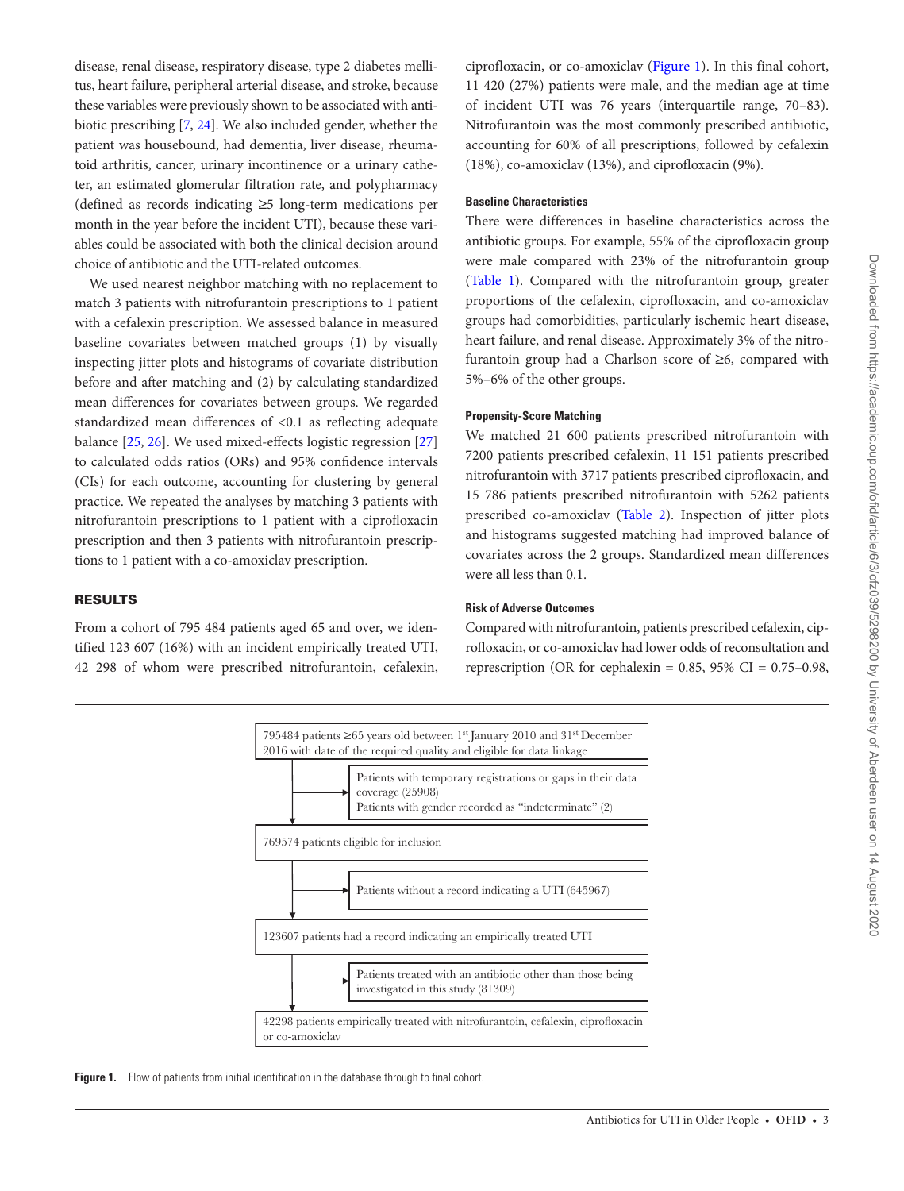disease, renal disease, respiratory disease, type 2 diabetes mellitus, heart failure, peripheral arterial disease, and stroke, because these variables were previously shown to be associated with antibiotic prescribing [7, 24]. We also included gender, whether the patient was housebound, had dementia, liver disease, rheumatoid arthritis, cancer, urinary incontinence or a urinary catheter, an estimated glomerular filtration rate, and polypharmacy (defined as records indicating ≥5 long-term medications per month in the year before the incident UTI), because these variables could be associated with both the clinical decision around choice of antibiotic and the UTI-related outcomes.

We used nearest neighbor matching with no replacement to match 3 patients with nitrofurantoin prescriptions to 1 patient with a cefalexin prescription. We assessed balance in measured baseline covariates between matched groups (1) by visually inspecting jitter plots and histograms of covariate distribution before and after matching and (2) by calculating standardized mean differences for covariates between groups. We regarded standardized mean differences of <0.1 as reflecting adequate balance [25, 26]. We used mixed-effects logistic regression [27] to calculated odds ratios (ORs) and 95% confidence intervals (CIs) for each outcome, accounting for clustering by general practice. We repeated the analyses by matching 3 patients with nitrofurantoin prescriptions to 1 patient with a ciprofloxacin prescription and then 3 patients with nitrofurantoin prescriptions to 1 patient with a co-amoxiclav prescription.

## RESULTS

From a cohort of 795 484 patients aged 65 and over, we identified 123 607 (16%) with an incident empirically treated UTI, 42 298 of whom were prescribed nitrofurantoin, cefalexin, ciprofloxacin, or co-amoxiclav (Figure 1). In this final cohort, 11 420 (27%) patients were male, and the median age at time of incident UTI was 76 years (interquartile range, 70–83). Nitrofurantoin was the most commonly prescribed antibiotic, accounting for 60% of all prescriptions, followed by cefalexin (18%), co-amoxiclav (13%), and ciprofloxacin (9%).

### Baseline Characteristics

There were differences in baseline characteristics across the antibiotic groups. For example, 55% of the ciprofloxacin group were male compared with 23% of the nitrofurantoin group (Table 1). Compared with the nitrofurantoin group, greater proportions of the cefalexin, ciprofloxacin, and co-amoxiclav groups had comorbidities, particularly ischemic heart disease, heart failure, and renal disease. Approximately 3% of the nitrofurantoin group had a Charlson score of ≥6, compared with 5%–6% of the other groups.

### Propensity-Score Matching

We matched 21 600 patients prescribed nitrofurantoin with 7200 patients prescribed cefalexin, 11 151 patients prescribed nitrofurantoin with 3717 patients prescribed ciprofloxacin, and 15 786 patients prescribed nitrofurantoin with 5262 patients prescribed co-amoxiclav (Table 2). Inspection of jitter plots and histograms suggested matching had improved balance of covariates across the 2 groups. Standardized mean differences were all less than 0.1.

### Risk of Adverse Outcomes

Compared with nitrofurantoin, patients prescribed cefalexin, ciprofloxacin, or co-amoxiclav had lower odds of reconsultation and represcription (OR for cephalexin = 0.85, 95% CI = 0.75–0.98,

795484 patients ≥65 years old between 1st January 2010 and 31st December 2016 with date of the required quality and eligible for data linkage

→ Patients with temporary registrations or gaps in their data coverage (25908)
Patients with gender recorded as "indeterminate" (2)

769574 patients eligible for inclusion

→ Patients without a record indicating a UTI (645967)

123607 patients had a record indicating an empirically treated UTI

→ Patients treated with an antibiotic other than those being investigated in this study (81309)

42298 patients empirically treated with nitrofurantoin, cefalexin, ciprofloxacin or co-amoxiclav

**Figure 1.** Flow of patients from initial identification in the database through to final cohort.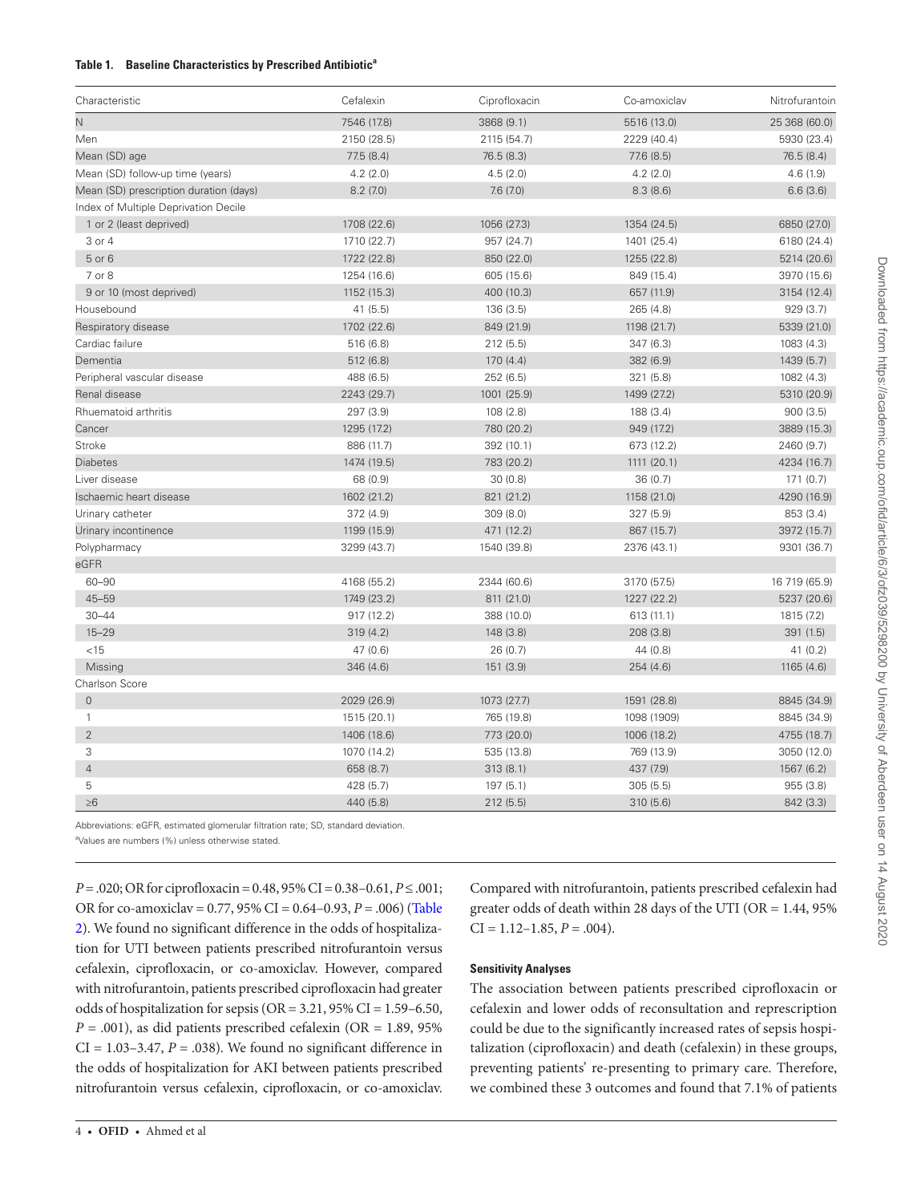**Table 1. Baseline Characteristics by Prescribed Antibiotic[a]**

| Characteristic | Cefalexin | Ciprofloxacin | Co-amoxiclav | Nitrofurantoin |
|---|---|---|---|---|
| N | 7546 (17.8) | 3868 (9.1) | 5516 (13.0) | 25 368 (60.0) |
| Men | 2150 (28.5) | 2115 (54.7) | 2229 (40.4) | 5930 (23.4) |
| Mean (SD) age | 77.5 (8.4) | 76.5 (8.3) | 77.6 (8.5) | 76.5 (8.4) |
| Mean (SD) follow-up time (years) | 4.2 (2.0) | 4.5 (2.0) | 4.2 (2.0) | 4.6 (1.9) |
| Mean (SD) prescription duration (days) | 8.2 (7.0) | 7.6 (7.0) | 8.3 (8.6) | 6.6 (3.6) |
| Index of Multiple Deprivation Decile | | | | |
| 1 or 2 (least deprived) | 1708 (22.6) | 1056 (27.3) | 1354 (24.5) | 6850 (27.0) |
| 3 or 4 | 1710 (22.7) | 957 (24.7) | 1401 (25.4) | 6180 (24.4) |
| 5 or 6 | 1722 (22.8) | 850 (22.0) | 1255 (22.8) | 5214 (20.6) |
| 7 or 8 | 1254 (16.6) | 605 (15.6) | 849 (15.4) | 3970 (15.6) |
| 9 or 10 (most deprived) | 1152 (15.3) | 400 (10.3) | 657 (11.9) | 3154 (12.4) |
| Housebound | 41 (5.5) | 136 (3.5) | 265 (4.8) | 929 (3.7) |
| Respiratory disease | 1702 (22.6) | 849 (21.9) | 1198 (21.7) | 5339 (21.0) |
| Cardiac failure | 516 (6.8) | 212 (5.5) | 347 (6.3) | 1083 (4.3) |
| Dementia | 512 (6.8) | 170 (4.4) | 382 (6.9) | 1439 (5.7) |
| Peripheral vascular disease | 488 (6.5) | 252 (6.5) | 321 (5.8) | 1082 (4.3) |
| Renal disease | 2243 (29.7) | 1001 (25.9) | 1499 (27.2) | 5310 (20.9) |
| Rhuematoid arthritis | 297 (3.9) | 108 (2.8) | 188 (3.4) | 900 (3.5) |
| Cancer | 1295 (17.2) | 780 (20.2) | 949 (17.2) | 3889 (15.3) |
| Stroke | 886 (11.7) | 392 (10.1) | 673 (12.2) | 2460 (9.7) |
| Diabetes | 1474 (19.5) | 783 (20.2) | 1111 (20.1) | 4234 (16.7) |
| Liver disease | 68 (0.9) | 30 (0.8) | 36 (0.7) | 171 (0.7) |
| Ischaemic heart disease | 1602 (21.2) | 821 (21.2) | 1158 (21.0) | 4290 (16.9) |
| Urinary catheter | 372 (4.9) | 309 (8.0) | 327 (5.9) | 853 (3.4) |
| Urinary incontinence | 1199 (15.9) | 471 (12.2) | 867 (15.7) | 3972 (15.7) |
| Polypharmacy | 3299 (43.7) | 1540 (39.8) | 2376 (43.1) | 9301 (36.7) |
| eGFR | | | | |
| 60–90 | 4168 (55.2) | 2344 (60.6) | 3170 (57.5) | 16 719 (65.9) |
| 45–59 | 1749 (23.2) | 811 (21.0) | 1227 (22.2) | 5237 (20.6) |
| 30–44 | 917 (12.2) | 388 (10.0) | 613 (11.1) | 1815 (7.2) |
| 15–29 | 319 (4.2) | 148 (3.8) | 208 (3.8) | 391 (1.5) |
| <15 | 47 (0.6) | 26 (0.7) | 44 (0.8) | 41 (0.2) |
| Missing | 346 (4.6) | 151 (3.9) | 254 (4.6) | 1165 (4.6) |
| Charlson Score | | | | |
| 0 | 2029 (26.9) | 1073 (27.7) | 1591 (28.8) | 8845 (34.9) |
| 1 | 1515 (20.1) | 765 (19.8) | 1098 (1909) | 8845 (34.9) |
| 2 | 1406 (18.6) | 773 (20.0) | 1006 (18.2) | 4755 (18.7) |
| 3 | 1070 (14.2) | 535 (13.8) | 769 (13.9) | 3050 (12.0) |
| 4 | 658 (8.7) | 313 (8.1) | 437 (7.9) | 1567 (6.2) |
| 5 | 428 (5.7) | 197 (5.1) | 305 (5.5) | 955 (3.8) |
| ≥6 | 440 (5.8) | 212 (5.5) | 310 (5.6) | 842 (3.3) |

Abbreviations: eGFR, estimated glomerular filtration rate; SD, standard deviation.

[a]Values are numbers (%) unless otherwise stated.

*P* = .020; OR for ciprofloxacin = 0.48, 95% CI = 0.38–0.61, *P* ≤ .001; OR for co-amoxiclav = 0.77, 95% CI = 0.64–0.93, *P* = .006) (Table 2). We found no significant difference in the odds of hospitalization for UTI between patients prescribed nitrofurantoin versus cefalexin, ciprofloxacin, or co-amoxiclav. However, compared with nitrofurantoin, patients prescribed ciprofloxacin had greater odds of hospitalization for sepsis (OR = 3.21, 95% CI = 1.59–6.50, *P* = .001), as did patients prescribed cefalexin (OR = 1.89, 95% CI = 1.03–3.47, *P* = .038). We found no significant difference in the odds of hospitalization for AKI between patients prescribed nitrofurantoin versus cefalexin, ciprofloxacin, or co-amoxiclav. Compared with nitrofurantoin, patients prescribed cefalexin had greater odds of death within 28 days of the UTI (OR = 1.44, 95% CI = 1.12–1.85, *P* = .004).

### Sensitivity Analyses

The association between patients prescribed ciprofloxacin or cefalexin and lower odds of reconsultation and represcription could be due to the significantly increased rates of sepsis hospitalization (ciprofloxacin) and death (cefalexin) in these groups, preventing patients' re-presenting to primary care. Therefore, we combined these 3 outcomes and found that 7.1% of patients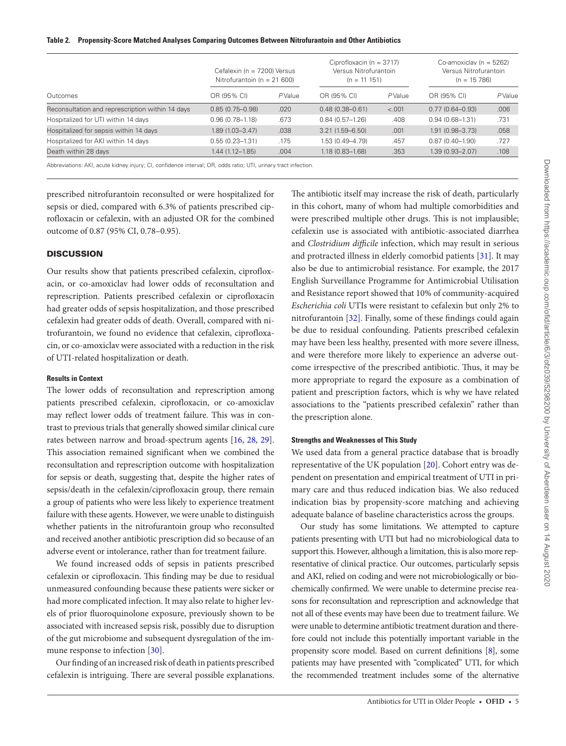**Table 2. Propensity-Score Matched Analyses Comparing Outcomes Between Nitrofurantoin and Other Antibiotics**

| | Cefalexin (n = 7200) Versus Nitrofurantoin (n = 21 600) | | Ciprofloxacin (n = 3717) Versus Nitrofurantoin (n = 11 151) | | Co-amoxiclav (n = 5262) Versus Nitrofurantoin (n = 15 786) | |
|---|---|---|---|---|---|---|
| Outcomes | OR (95% CI) | *P* Value | OR (95% CI) | *P* Value | OR (95% CI) | *P* Value |
| Reconsultation and represcription within 14 days | 0.85 (0.75–0.98) | .020 | 0.48 (0.38–0.61) | <.001 | 0.77 (0.64–0.93) | .006 |
| Hospitalized for UTI within 14 days | 0.96 (0.78–1.18) | .673 | 0.84 (0.57–1.26) | .408 | 0.94 (0.68–1.31) | .731 |
| Hospitalized for sepsis within 14 days | 1.89 (1.03–3.47) | .038 | 3.21 (1.59–6.50) | .001 | 1.91 (0.98–3.73) | .058 |
| Hospitalized for AKI within 14 days | 0.55 (0.23–1.31) | .175 | 1.53 (0.49–4.79) | .457 | 0.87 (0.40–1.90) | .727 |
| Death within 28 days | 1.44 (1.12–1.85) | .004 | 1.18 (0.83–1.68) | .353 | 1.39 (0.93–2.07) | .108 |

Abbreviations: AKI, acute kidney injury; CI, confidence interval; OR, odds ratio; UTI, urinary tract infection.

prescribed nitrofurantoin reconsulted or were hospitalized for sepsis or died, compared with 6.3% of patients prescribed ciprofloxacin or cefalexin, with an adjusted OR for the combined outcome of 0.87 (95% CI, 0.78–0.95).

## DISCUSSION

Our results show that patients prescribed cefalexin, ciprofloxacin, or co-amoxiclav had lower odds of reconsultation and represcription. Patients prescribed cefalexin or ciprofloxacin had greater odds of sepsis hospitalization, and those prescribed cefalexin had greater odds of death. Overall, compared with nitrofurantoin, we found no evidence that cefalexin, ciprofloxacin, or co-amoxiclav were associated with a reduction in the risk of UTI-related hospitalization or death.

### Results in Context

The lower odds of reconsultation and represcription among patients prescribed cefalexin, ciprofloxacin, or co-amoxiclav may reflect lower odds of treatment failure. This was in contrast to previous trials that generally showed similar clinical cure rates between narrow and broad-spectrum agents [16, 28, 29]. This association remained significant when we combined the reconsultation and represcription outcome with hospitalization for sepsis or death, suggesting that, despite the higher rates of sepsis/death in the cefalexin/ciprofloxacin group, there remain a group of patients who were less likely to experience treatment failure with these agents. However, we were unable to distinguish whether patients in the nitrofurantoin group who reconsulted and received another antibiotic prescription did so because of an adverse event or intolerance, rather than for treatment failure.

We found increased odds of sepsis in patients prescribed cefalexin or ciprofloxacin. This finding may be due to residual unmeasured confounding because these patients were sicker or had more complicated infection. It may also relate to higher levels of prior fluoroquinolone exposure, previously shown to be associated with increased sepsis risk, possibly due to disruption of the gut microbiome and subsequent dysregulation of the immune response to infection [30].

Our finding of an increased risk of death in patients prescribed cefalexin is intriguing. There are several possible explanations. The antibiotic itself may increase the risk of death, particularly in this cohort, many of whom had multiple comorbidities and were prescribed multiple other drugs. This is not implausible; cefalexin use is associated with antibiotic-associated diarrhea and *Clostridium difficile* infection, which may result in serious and protracted illness in elderly comorbid patients [31]. It may also be due to antimicrobial resistance. For example, the 2017 English Surveillance Programme for Antimicrobial Utilisation and Resistance report showed that 10% of community-acquired *Escherichia coli* UTIs were resistant to cefalexin but only 2% to nitrofurantoin [32]. Finally, some of these findings could again be due to residual confounding. Patients prescribed cefalexin may have been less healthy, presented with more severe illness, and were therefore more likely to experience an adverse outcome irrespective of the prescribed antibiotic. Thus, it may be more appropriate to regard the exposure as a combination of patient and prescription factors, which is why we have related associations to the "patients prescribed cefalexin" rather than the prescription alone.

### Strengths and Weaknesses of This Study

We used data from a general practice database that is broadly representative of the UK population [20]. Cohort entry was dependent on presentation and empirical treatment of UTI in primary care and thus reduced indication bias. We also reduced indication bias by propensity-score matching and achieving adequate balance of baseline characteristics across the groups.

Our study has some limitations. We attempted to capture patients presenting with UTI but had no microbiological data to support this. However, although a limitation, this is also more representative of clinical practice. Our outcomes, particularly sepsis and AKI, relied on coding and were not microbiologically or biochemically confirmed. We were unable to determine precise reasons for reconsultation and represcription and acknowledge that not all of these events may have been due to treatment failure. We were unable to determine antibiotic treatment duration and therefore could not include this potentially important variable in the propensity score model. Based on current definitions [8], some patients may have presented with "complicated" UTI, for which the recommended treatment includes some of the alternative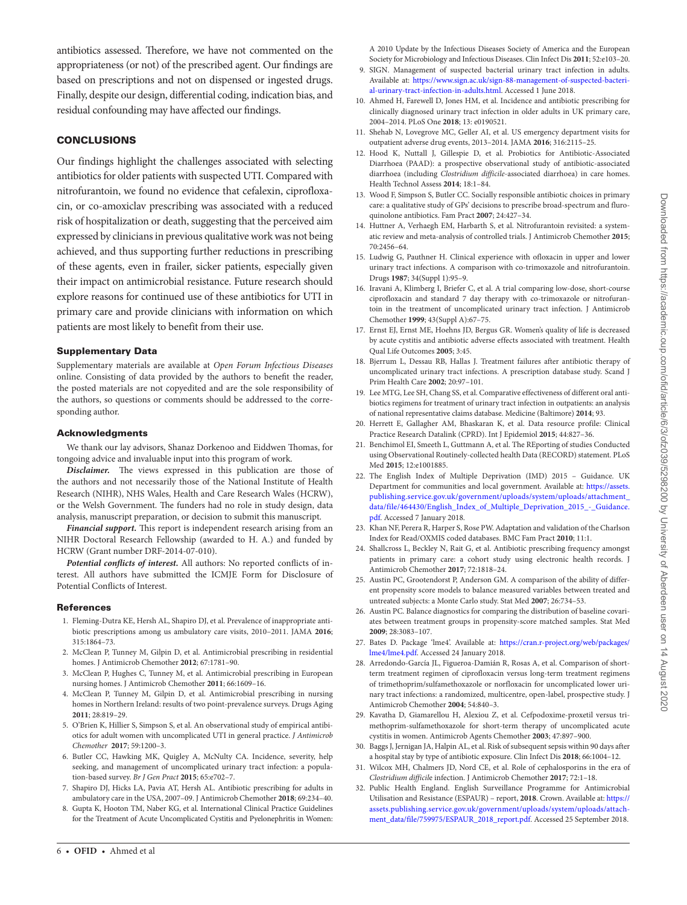antibiotics assessed. Therefore, we have not commented on the appropriateness (or not) of the prescribed agent. Our findings are based on prescriptions and not on dispensed or ingested drugs. Finally, despite our design, differential coding, indication bias, and residual confounding may have affected our findings.

## CONCLUSIONS

Our findings highlight the challenges associated with selecting antibiotics for older patients with suspected UTI. Compared with nitrofurantoin, we found no evidence that cefalexin, ciprofloxacin, or co-amoxiclav prescribing was associated with a reduced risk of hospitalization or death, suggesting that the perceived aim expressed by clinicians in previous qualitative work was not being achieved, and thus supporting further reductions in prescribing of these agents, even in frailer, sicker patients, especially given their impact on antimicrobial resistance. Future research should explore reasons for continued use of these antibiotics for UTI in primary care and provide clinicians with information on which patients are most likely to benefit from their use.

### Supplementary Data

Supplementary materials are available at *Open Forum Infectious Diseases* online. Consisting of data provided by the authors to benefit the reader, the posted materials are not copyedited and are the sole responsibility of the authors, so questions or comments should be addressed to the corresponding author.

### Acknowledgments

We thank our lay advisors, Shanaz Dorkenoo and Eiddwen Thomas, for tongoing advice and invaluable input into this program of work.

***Disclaimer.*** The views expressed in this publication are those of the authors and not necessarily those of the National Institute of Health Research (NIHR), NHS Wales, Health and Care Research Wales (HCRW), or the Welsh Government. The funders had no role in study design, data analysis, manuscript preparation, or decision to submit this manuscript.

***Financial support.*** This report is independent research arising from an NIHR Doctoral Research Fellowship (awarded to H. A.) and funded by HCRW (Grant number DRF-2014-07-010).

***Potential conflicts of interest.*** All authors: No reported conflicts of interest. All authors have submitted the ICMJE Form for Disclosure of Potential Conflicts of Interest.

### References

1. Fleming-Dutra KE, Hersh AL, Shapiro DJ, et al. Prevalence of inappropriate antibiotic prescriptions among us ambulatory care visits, 2010–2011. JAMA **2016**; 315:1864–73.
2. McClean P, Tunney M, Gilpin D, et al. Antimicrobial prescribing in residential homes. J Antimicrob Chemother **2012**; 67:1781–90.
3. McClean P, Hughes C, Tunney M, et al. Antimicrobial prescribing in European nursing homes. J Antimicrob Chemother **2011**; 66:1609–16.
4. McClean P, Tunney M, Gilpin D, et al. Antimicrobial prescribing in nursing homes in Northern Ireland: results of two point-prevalence surveys. Drugs Aging **2011**; 28:819–29.
5. O'Brien K, Hillier S, Simpson S, et al. An observational study of empirical antibiotics for adult women with uncomplicated UTI in general practice. *J Antimicrob Chemother* **2017**; 59:1200–3.
6. Butler CC, Hawking MK, Quigley A, McNulty CA. Incidence, severity, help seeking, and management of uncomplicated urinary tract infection: a population-based survey. *Br J Gen Pract* **2015**; 65:e702–7.
7. Shapiro DJ, Hicks LA, Pavia AT, Hersh AL. Antibiotic prescribing for adults in ambulatory care in the USA, 2007–09. J Antimicrob Chemother **2018**; 69:234–40.
8. Gupta K, Hooton TM, Naber KG, et al. International Clinical Practice Guidelines for the Treatment of Acute Uncomplicated Cystitis and Pyelonephritis in Women: A 2010 Update by the Infectious Diseases Society of America and the European Society for Microbiology and Infectious Diseases. Clin Infect Dis **2011**; 52:e103–20.
9. SIGN. Management of suspected bacterial urinary tract infection in adults. Available at: https://www.sign.ac.uk/sign-88-management-of-suspected-bacterial-urinary-tract-infection-in-adults.html. Accessed 1 June 2018.
10. Ahmed H, Farewell D, Jones HM, et al. Incidence and antibiotic prescribing for clinically diagnosed urinary tract infection in older adults in UK primary care, 2004–2014. PLoS One **2018**; 13: e0190521.
11. Shehab N, Lovegrove MC, Geller AI, et al. US emergency department visits for outpatient adverse drug events, 2013–2014. JAMA **2016**; 316:2115–25.
12. Hood K, Nuttall J, Gillespie D, et al. Probiotics for Antibiotic-Associated Diarrhoea (PAAD): a prospective observational study of antibiotic-associated diarrhoea (including *Clostridium difficile*-associated diarrhoea) in care homes. Health Technol Assess **2014**; 18:1–84.
13. Wood F, Simpson S, Butler CC. Socially responsible antibiotic choices in primary care: a qualitative study of GPs' decisions to prescribe broad-spectrum and fluroquinolone antibiotics. Fam Pract **2007**; 24:427–34.
14. Huttner A, Verhaegh EM, Harbarth S, et al. Nitrofurantoin revisited: a systematic review and meta-analysis of controlled trials. J Antimicrob Chemother **2015**; 70:2456–64.
15. Ludwig G, Pauthner H. Clinical experience with ofloxacin in upper and lower urinary tract infections. A comparison with co-trimoxazole and nitrofurantoin. Drugs **1987**; 34(Suppl 1):95–9.
16. Iravani A, Klimberg I, Briefer C, et al. A trial comparing low-dose, short-course ciprofloxacin and standard 7 day therapy with co-trimoxazole or nitrofurantoin in the treatment of uncomplicated urinary tract infection. J Antimicrob Chemother **1999**; 43(Suppl A):67–75.
17. Ernst EJ, Ernst ME, Hoehns JD, Bergus GR. Women's quality of life is decreased by acute cystitis and antibiotic adverse effects associated with treatment. Health Qual Life Outcomes **2005**; 3:45.
18. Bjerrum L, Dessau RB, Hallas J. Treatment failures after antibiotic therapy of uncomplicated urinary tract infections. A prescription database study. Scand J Prim Health Care **2002**; 20:97–101.
19. Lee MTG, Lee SH, Chang SS, et al. Comparative effectiveness of different oral antibiotics regimens for treatment of urinary tract infection in outpatients: an analysis of national representative claims database. Medicine (Baltimore) **2014**; 93.
20. Herrett E, Gallagher AM, Bhaskaran K, et al. Data resource profile: Clinical Practice Research Datalink (CPRD). Int J Epidemiol **2015**; 44:827–36.
21. Benchimol EI, Smeeth L, Guttmann A, et al. The REporting of studies Conducted using Observational Routinely-collected health Data (RECORD) statement. PLoS Med **2015**; 12:e1001885.
22. The English Index of Multiple Deprivation (IMD) 2015 – Guidance. UK Department for communities and local government. Available at: https://assets.publishing.service.gov.uk/government/uploads/system/uploads/attachment_data/file/464430/English_Index_of_Multiple_Deprivation_2015_-_Guidance.pdf. Accessed 7 January 2018.
23. Khan NF, Perera R, Harper S, Rose PW. Adaptation and validation of the Charlson Index for Read/OXMIS coded databases. BMC Fam Pract **2010**; 11:1.
24. Shallcross L, Beckley N, Rait G, et al. Antibiotic prescribing frequency amongst patients in primary care: a cohort study using electronic health records. J Antimicrob Chemother **2017**; 72:1818–24.
25. Austin PC, Grootendorst P, Anderson GM. A comparison of the ability of different propensity score models to balance measured variables between treated and untreated subjects: a Monte Carlo study. Stat Med **2007**; 26:734–53.
26. Austin PC. Balance diagnostics for comparing the distribution of baseline covariates between treatment groups in propensity-score matched samples. Stat Med **2009**; 28:3083–107.
27. Bates D. Package 'lme4'. Available at: https://cran.r-project.org/web/packages/lme4/lme4.pdf. Accessed 24 January 2018.
28. Arredondo-García JL, Figueroa-Damián R, Rosas A, et al. Comparison of short-term treatment regimen of ciprofloxacin versus long-term treatment regimens of trimethoprim/sulfamethoxazole or norfloxacin for uncomplicated lower urinary tract infections: a randomized, multicentre, open-label, prospective study. J Antimicrob Chemother **2004**; 54:840–3.
29. Kavatha D, Giamarellou H, Alexiou Z, et al. Cefpodoxime-proxetil versus trimethoprim-sulfamethoxazole for short-term therapy of uncomplicated acute cystitis in women. Antimicrob Agents Chemother **2003**; 47:897–900.
30. Baggs J, Jernigan JA, Halpin AL, et al. Risk of subsequent sepsis within 90 days after a hospital stay by type of antibiotic exposure. Clin Infect Dis **2018**; 66:1004–12.
31. Wilcox MH, Chalmers JD, Nord CE, et al. Role of cephalosporins in the era of *Clostridium difficile* infection. J Antimicrob Chemother **2017**; 72:1–18.
32. Public Health England. English Surveillance Programme for Antimicrobial Utilisation and Resistance (ESPAUR) – report, **2018**. Crown. Available at: https://assets.publishing.service.gov.uk/government/uploads/system/uploads/attachment_data/file/759975/ESPAUR_2018_report.pdf. Accessed 25 September 2018.